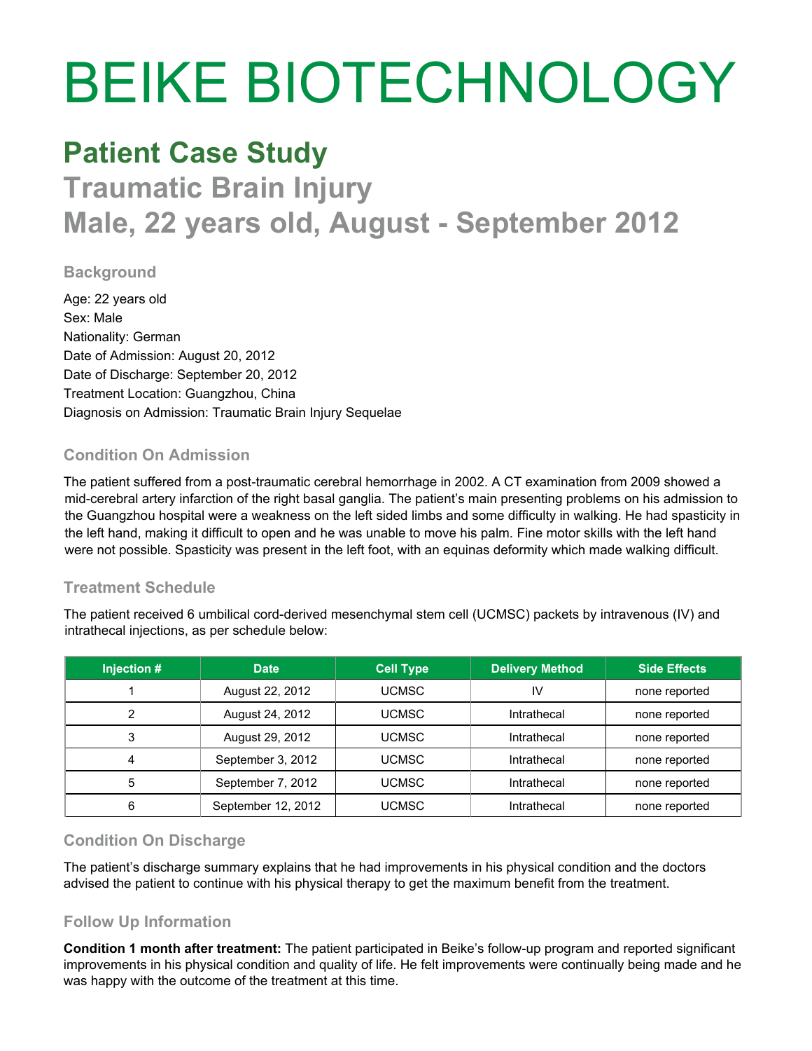# BEIKE BIOTECHNOLOGY

## Patient Case Study

## Traumatic Brain Injury
## Male, 22 years old, August - September 2012

### Background

Age: 22 years old
Sex: Male
Nationality: German
Date of Admission: August 20, 2012
Date of Discharge: September 20, 2012
Treatment Location: Guangzhou, China
Diagnosis on Admission: Traumatic Brain Injury Sequelae

### Condition On Admission

The patient suffered from a post-traumatic cerebral hemorrhage in 2002. A CT examination from 2009 showed a mid-cerebral artery infarction of the right basal ganglia. The patient's main presenting problems on his admission to the Guangzhou hospital were a weakness on the left sided limbs and some difficulty in walking. He had spasticity in the left hand, making it difficult to open and he was unable to move his palm. Fine motor skills with the left hand were not possible. Spasticity was present in the left foot, with an equinas deformity which made walking difficult.

### Treatment Schedule

The patient received 6 umbilical cord-derived mesenchymal stem cell (UCMSC) packets by intravenous (IV) and intrathecal injections, as per schedule below:

| Injection # | Date | Cell Type | Delivery Method | Side Effects |
|---|---|---|---|---|
| 1 | August 22, 2012 | UCMSC | IV | none reported |
| 2 | August 24, 2012 | UCMSC | Intrathecal | none reported |
| 3 | August 29, 2012 | UCMSC | Intrathecal | none reported |
| 4 | September 3, 2012 | UCMSC | Intrathecal | none reported |
| 5 | September 7, 2012 | UCMSC | Intrathecal | none reported |
| 6 | September 12, 2012 | UCMSC | Intrathecal | none reported |

### Condition On Discharge

The patient's discharge summary explains that he had improvements in his physical condition and the doctors advised the patient to continue with his physical therapy to get the maximum benefit from the treatment.

### Follow Up Information

**Condition 1 month after treatment:** The patient participated in Beike's follow-up program and reported significant improvements in his physical condition and quality of life. He felt improvements were continually being made and he was happy with the outcome of the treatment at this time.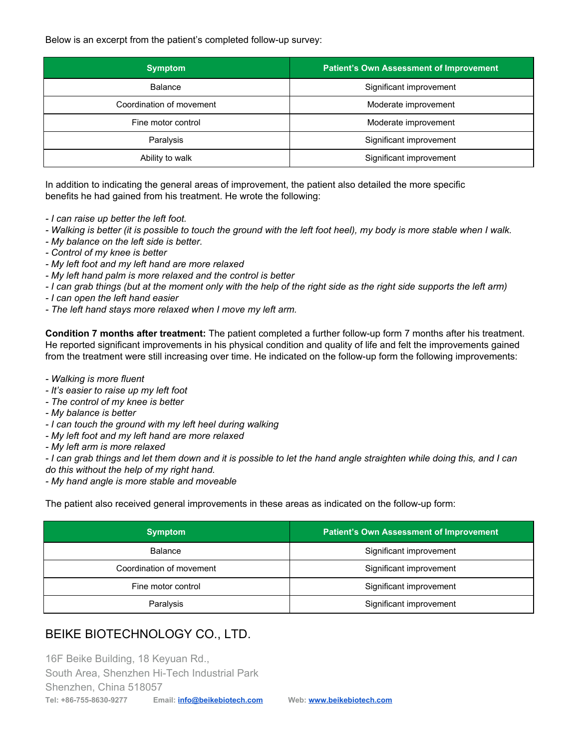Below is an excerpt from the patient's completed follow-up survey:

| Symptom | Patient's Own Assessment of Improvement |
| --- | --- |
| Balance | Significant improvement |
| Coordination of movement | Moderate improvement |
| Fine motor control | Moderate improvement |
| Paralysis | Significant improvement |
| Ability to walk | Significant improvement |

In addition to indicating the general areas of improvement, the patient also detailed the more specific benefits he had gained from his treatment. He wrote the following:

*- I can raise up better the left foot.*
*- Walking is better (it is possible to touch the ground with the left foot heel), my body is more stable when I walk.*
*- My balance on the left side is better.*
*- Control of my knee is better*
*- My left foot and my left hand are more relaxed*
*- My left hand palm is more relaxed and the control is better*
*- I can grab things (but at the moment only with the help of the right side as the right side supports the left arm)*
*- I can open the left hand easier*
*- The left hand stays more relaxed when I move my left arm.*

**Condition 7 months after treatment:** The patient completed a further follow-up form 7 months after his treatment. He reported significant improvements in his physical condition and quality of life and felt the improvements gained from the treatment were still increasing over time. He indicated on the follow-up form the following improvements:

*- Walking is more fluent*
*- It's easier to raise up my left foot*
*- The control of my knee is better*
*- My balance is better*
*- I can touch the ground with my left heel during walking*
*- My left foot and my left hand are more relaxed*
*- My left arm is more relaxed*
*- I can grab things and let them down and it is possible to let the hand angle straighten while doing this, and I can do this without the help of my right hand.*
*- My hand angle is more stable and moveable*

The patient also received general improvements in these areas as indicated on the follow-up form:

| Symptom | Patient's Own Assessment of Improvement |
| --- | --- |
| Balance | Significant improvement |
| Coordination of movement | Significant improvement |
| Fine motor control | Significant improvement |
| Paralysis | Significant improvement |

BEIKE BIOTECHNOLOGY CO., LTD.

16F Beike Building, 18 Keyuan Rd.,
South Area, Shenzhen Hi-Tech Industrial Park
Shenzhen, China 518057
**Tel:** +86-755-8630-9277 **Email:** info@beikebiotech.com **Web:** www.beikebiotech.com